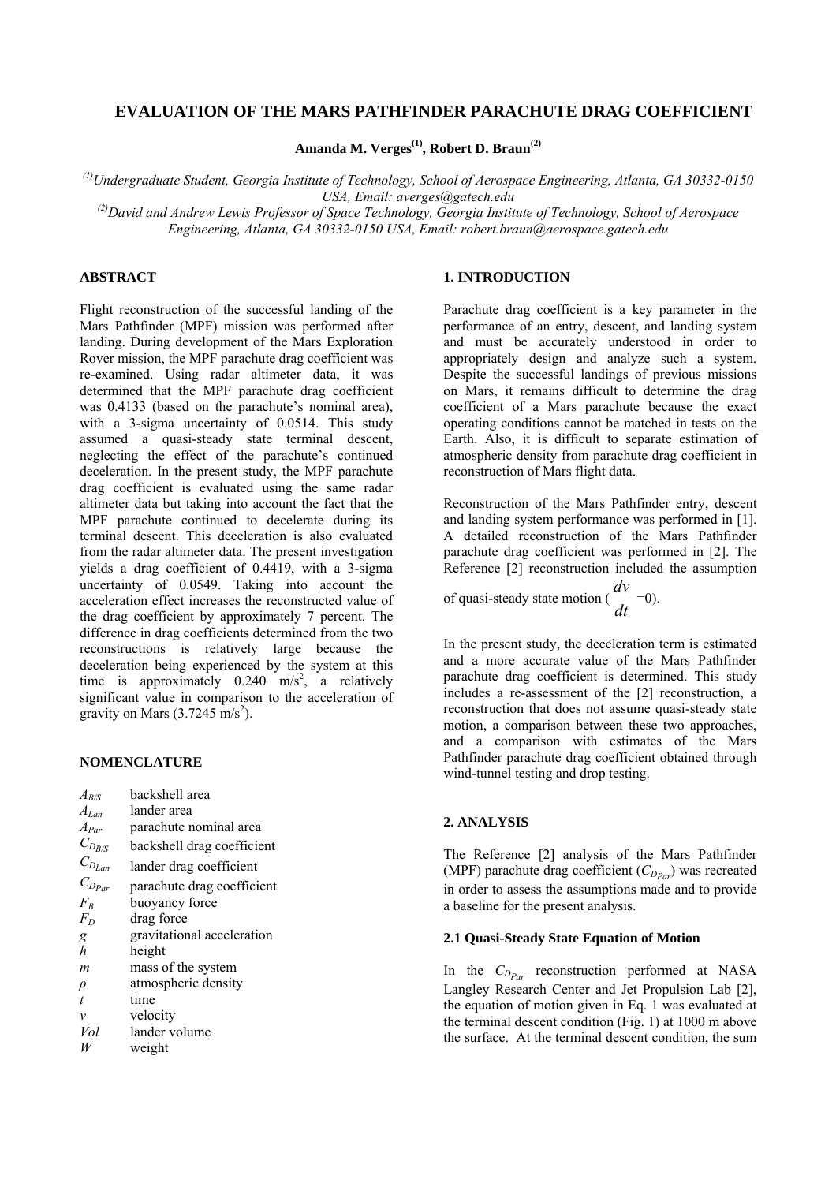# EVALUATION OF THE MARS PATHFINDER PARACHUTE DRAG COEFFICIENT

**Amanda M. Verges[(1)], Robert D. Braun[(2)]**

*[(1)]Undergraduate Student, Georgia Institute of Technology, School of Aerospace Engineering, Atlanta, GA 30332-0150 USA, Email: averges@gatech.edu*

*[(2)]David and Andrew Lewis Professor of Space Technology, Georgia Institute of Technology, School of Aerospace Engineering, Atlanta, GA 30332-0150 USA, Email: robert.braun@aerospace.gatech.edu*

## ABSTRACT

Flight reconstruction of the successful landing of the Mars Pathfinder (MPF) mission was performed after landing. During development of the Mars Exploration Rover mission, the MPF parachute drag coefficient was re-examined. Using radar altimeter data, it was determined that the MPF parachute drag coefficient was 0.4133 (based on the parachute's nominal area), with a 3-sigma uncertainty of 0.0514. This study assumed a quasi-steady state terminal descent, neglecting the effect of the parachute's continued deceleration. In the present study, the MPF parachute drag coefficient is evaluated using the same radar altimeter data but taking into account the fact that the MPF parachute continued to decelerate during its terminal descent. This deceleration is also evaluated from the radar altimeter data. The present investigation yields a drag coefficient of 0.4419, with a 3-sigma uncertainty of 0.0549. Taking into account the acceleration effect increases the reconstructed value of the drag coefficient by approximately 7 percent. The difference in drag coefficients determined from the two reconstructions is relatively large because the deceleration being experienced by the system at this time is approximately 0.240 $m/s^2$, a relatively significant value in comparison to the acceleration of gravity on Mars (3.7245 $m/s^2$).

## NOMENCLATURE

| | |
|---|---|
| $A_{B/S}$ | backshell area |
| $A_{Lan}$ | lander area |
| $A_{Par}$ | parachute nominal area |
| $C_{D_{B/S}}$ | backshell drag coefficient |
| $C_{D_{Lan}}$ | lander drag coefficient |
| $C_{D_{Par}}$ | parachute drag coefficient |
| $F_B$ | buoyancy force |
| $F_D$ | drag force |
| $g$ | gravitational acceleration |
| $h$ | height |
| $m$ | mass of the system |
| $\rho$ | atmospheric density |
| $t$ | time |
| $v$ | velocity |
| $Vol$ | lander volume |
| $W$ | weight |

## 1. INTRODUCTION

Parachute drag coefficient is a key parameter in the performance of an entry, descent, and landing system and must be accurately understood in order to appropriately design and analyze such a system. Despite the successful landings of previous missions on Mars, it remains difficult to determine the drag coefficient of a Mars parachute because the exact operating conditions cannot be matched in tests on the Earth. Also, it is difficult to separate estimation of atmospheric density from parachute drag coefficient in reconstruction of Mars flight data.

Reconstruction of the Mars Pathfinder entry, descent and landing system performance was performed in [1]. A detailed reconstruction of the Mars Pathfinder parachute drag coefficient was performed in [2]. The Reference [2] reconstruction included the assumption of quasi-steady state motion ($\frac{dv}{dt}$ =0).

In the present study, the deceleration term is estimated and a more accurate value of the Mars Pathfinder parachute drag coefficient is determined. This study includes a re-assessment of the [2] reconstruction, a reconstruction that does not assume quasi-steady state motion, a comparison between these two approaches, and a comparison with estimates of the Mars Pathfinder parachute drag coefficient obtained through wind-tunnel testing and drop testing.

## 2. ANALYSIS

The Reference [2] analysis of the Mars Pathfinder (MPF) parachute drag coefficient ($C_{D_{Par}}$) was recreated in order to assess the assumptions made and to provide a baseline for the present analysis.

### 2.1 Quasi-Steady State Equation of Motion

In the $C_{D_{Par}}$ reconstruction performed at NASA Langley Research Center and Jet Propulsion Lab [2], the equation of motion given in Eq. 1 was evaluated at the terminal descent condition (Fig. 1) at 1000 m above the surface. At the terminal descent condition, the sum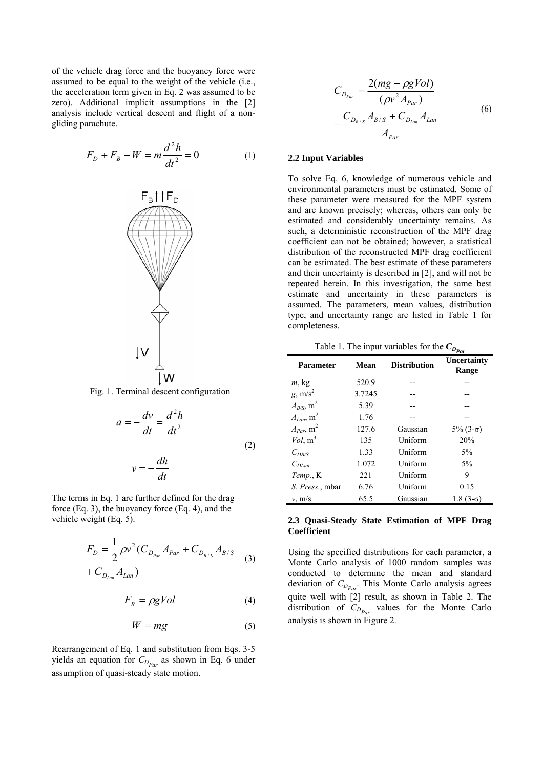of the vehicle drag force and the buoyancy force were assumed to be equal to the weight of the vehicle (i.e., the acceleration term given in Eq. 2 was assumed to be zero). Additional implicit assumptions in the [2] analysis include vertical descent and flight of a non-gliding parachute.

$$F_D + F_B - W = m\frac{d^2h}{dt^2} = 0 \quad (1)$$

$F_B$ $F_D$

V

W

Fig. 1. Terminal descent configuration

$$a = -\frac{dv}{dt} = \frac{d^2h}{dt^2}$$
$$v = -\frac{dh}{dt} \quad (2)$$

The terms in Eq. 1 are further defined for the drag force (Eq. 3), the buoyancy force (Eq. 4), and the vehicle weight (Eq. 5).

$$F_D = \frac{1}{2}\rho v^2 (C_{D_{Par}} A_{Par} + C_{D_{B/S}} A_{B/S} + C_{D_{Lan}} A_{Lan}) \quad (3)$$

$$F_B = \rho g Vol \quad (4)$$

$$W = mg \quad (5)$$

Rearrangement of Eq. 1 and substitution from Eqs. 3-5 yields an equation for $C_{D_{Par}}$ as shown in Eq. 6 under assumption of quasi-steady state motion.

$$C_{D_{Par}} = \frac{2(mg - \rho g Vol)}{(\rho v^2 A_{Par})} - \frac{C_{D_{B/S}} A_{B/S} + C_{D_{Lan}} A_{Lan}}{A_{Par}} \quad (6)$$

### 2.2 Input Variables

To solve Eq. 6, knowledge of numerous vehicle and environmental parameters must be estimated. Some of these parameter were measured for the MPF system and are known precisely; whereas, others can only be estimated and considerably uncertainty remains. As such, a deterministic reconstruction of the MPF drag coefficient can not be obtained; however, a statistical distribution of the reconstructed MPF drag coefficient can be estimated. The best estimate of these parameters and their uncertainty is described in [2], and will not be repeated herein. In this investigation, the same best estimate and uncertainty in these parameters is assumed. The parameters, mean values, distribution type, and uncertainty range are listed in Table 1 for completeness.

Table 1. The input variables for the $C_{D_{Par}}$

| Parameter | Mean | Distribution | Uncertainty Range |
|---|---|---|---|
| $m$, kg | 520.9 | -- | -- |
| $g$, m/s$^2$ | 3.7245 | -- | -- |
| $A_{B/S}$, m$^2$ | 5.39 | -- | -- |
| $A_{Lan}$, m$^2$ | 1.76 | -- | -- |
| $A_{Par}$, m$^2$ | 127.6 | Gaussian | 5% (3-σ) |
| $Vol$, m$^3$ | 135 | Uniform | 20% |
| $C_{DB/S}$ | 1.33 | Uniform | 5% |
| $C_{DLan}$ | 1.072 | Uniform | 5% |
| *Temp.*, K | 221 | Uniform | 9 |
| *S. Press.*, mbar | 6.76 | Uniform | 0.15 |
| $v$, m/s | 65.5 | Gaussian | 1.8 (3-σ) |

### 2.3 Quasi-Steady State Estimation of MPF Drag Coefficient

Using the specified distributions for each parameter, a Monte Carlo analysis of 1000 random samples was conducted to determine the mean and standard deviation of $C_{D_{Par}}$. This Monte Carlo analysis agrees quite well with [2] result, as shown in Table 2. The distribution of $C_{D_{Par}}$ values for the Monte Carlo analysis is shown in Figure 2.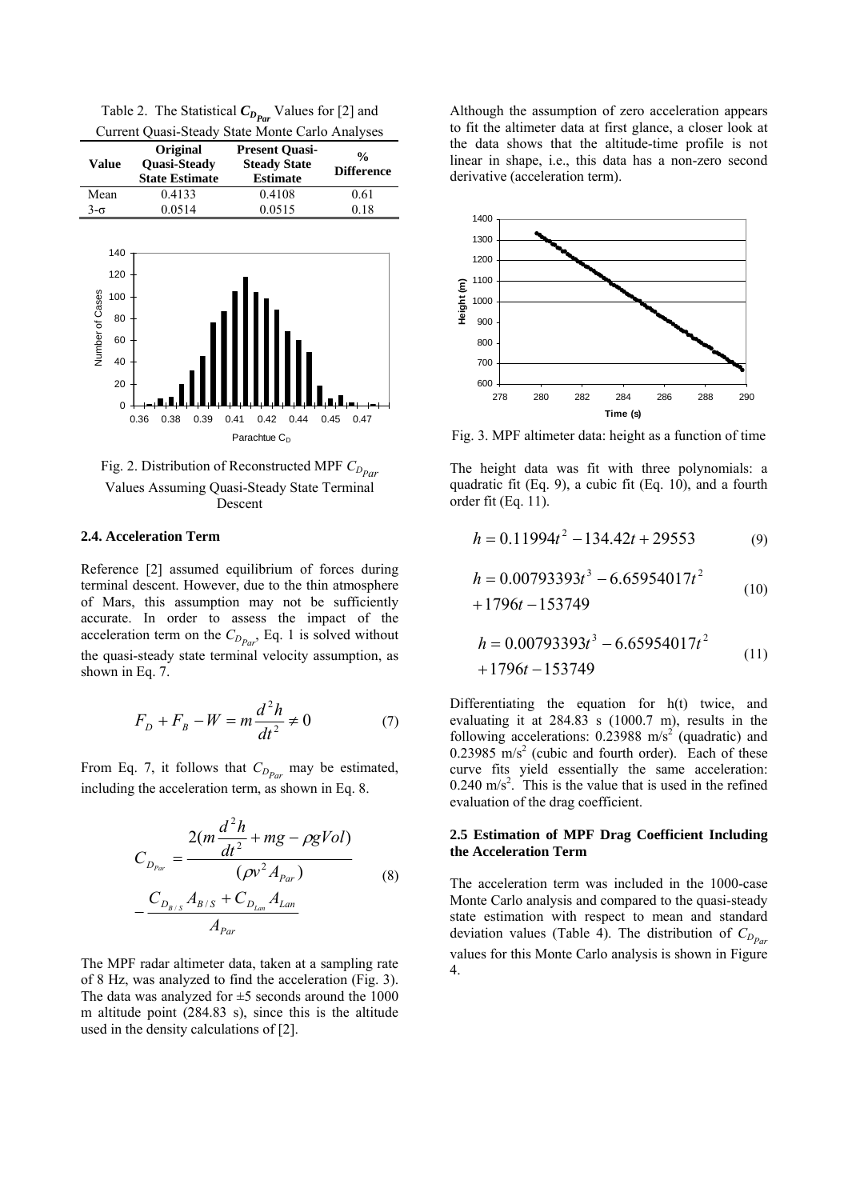Table 2. The Statistical $C_{D_{Par}}$ Values for [2] and Current Quasi-Steady State Monte Carlo Analyses

| Value | Original Quasi-Steady State Estimate | Present Quasi-Steady State Estimate | % Difference |
|---|---|---|---|
| Mean | 0.4133 | 0.4108 | 0.61 |
| 3-σ | 0.0514 | 0.0515 | 0.18 |

140
120
100
80
60
40
20
0
Number of Cases
0.36 0.38 0.39 0.41 0.42 0.44 0.45 0.47
Parachtue $C_D$

Fig. 2. Distribution of Reconstructed MPF $C_{D_{Par}}$ Values Assuming Quasi-Steady State Terminal Descent

### 2.4. Acceleration Term

Reference [2] assumed equilibrium of forces during terminal descent. However, due to the thin atmosphere of Mars, this assumption may not be sufficiently accurate. In order to assess the impact of the acceleration term on the $C_{D_{Par}}$, Eq. 1 is solved without the quasi-steady state terminal velocity assumption, as shown in Eq. 7.

$$F_D + F_B - W = m\frac{d^2h}{dt^2} \neq 0 \tag{7}$$

From Eq. 7, it follows that $C_{D_{Par}}$ may be estimated, including the acceleration term, as shown in Eq. 8.

$$C_{D_{Par}} = \frac{2(m\frac{d^2h}{dt^2} + mg - \rho g Vol)}{(\rho v^2 A_{Par})} - \frac{C_{D_{B/S}} A_{B/S} + C_{D_{Lan}} A_{Lan}}{A_{Par}} \tag{8}$$

The MPF radar altimeter data, taken at a sampling rate of 8 Hz, was analyzed to find the acceleration (Fig. 3). The data was analyzed for ±5 seconds around the 1000 m altitude point (284.83 s), since this is the altitude used in the density calculations of [2].

Although the assumption of zero acceleration appears to fit the altimeter data at first glance, a closer look at the data shows that the altitude-time profile is not linear in shape, i.e., this data has a non-zero second derivative (acceleration term).

1400
1300
1200
1100
1000
900
800
700
600
Height (m)
278 280 282 284 286 288 290
Time (s)

Fig. 3. MPF altimeter data: height as a function of time

The height data was fit with three polynomials: a quadratic fit (Eq. 9), a cubic fit (Eq. 10), and a fourth order fit (Eq. 11).

$$h = 0.11994t^2 - 134.42t + 29553 \tag{9}$$

$$h = 0.00793393t^3 - 6.65954017t^2 + 1796t - 153749 \tag{10}$$

$$h = 0.00793393t^3 - 6.65954017t^2 + 1796t - 153749 \tag{11}$$

Differentiating the equation for h(t) twice, and evaluating it at 284.83 s (1000.7 m), results in the following accelerations: 0.23988 m/s$^2$ (quadratic) and 0.23985 m/s$^2$ (cubic and fourth order). Each of these curve fits yield essentially the same acceleration: 0.240 m/s$^2$. This is the value that is used in the refined evaluation of the drag coefficient.

### 2.5 Estimation of MPF Drag Coefficient Including the Acceleration Term

The acceleration term was included in the 1000-case Monte Carlo analysis and compared to the quasi-steady state estimation with respect to mean and standard deviation values (Table 4). The distribution of $C_{D_{Par}}$ values for this Monte Carlo analysis is shown in Figure 4.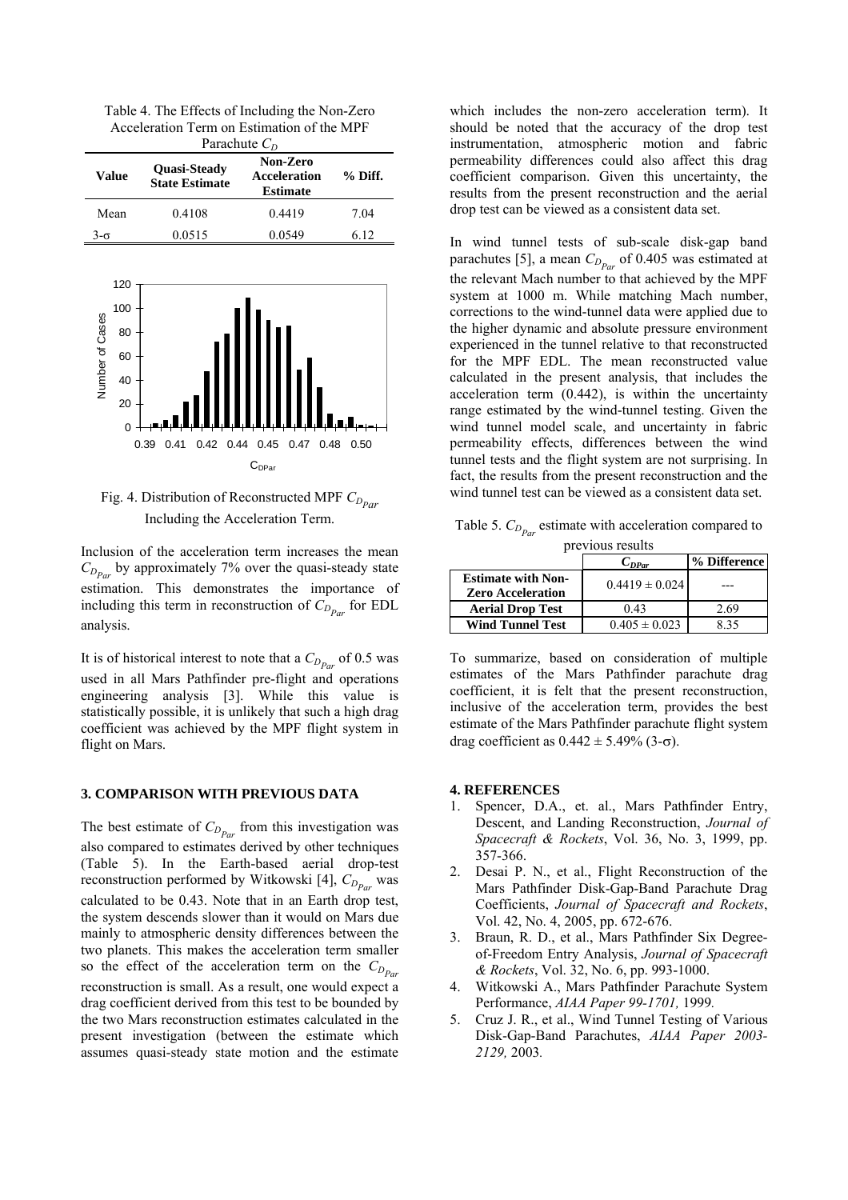Table 4. The Effects of Including the Non-Zero Acceleration Term on Estimation of the MPF Parachute $C_D$

| Value | Quasi-Steady State Estimate | Non-Zero Acceleration Estimate | % Diff. |
|---|---|---|---|
| Mean | 0.4108 | 0.4419 | 7.04 |
| 3-σ | 0.0515 | 0.0549 | 6.12 |

Number of Cases
0
20
40
60
80
100
120
0.39 0.41 0.42 0.44 0.45 0.47 0.48 0.50
$C_{DPar}$

Fig. 4. Distribution of Reconstructed MPF $C_{D_{Par}}$ Including the Acceleration Term.

Inclusion of the acceleration term increases the mean $C_{D_{Par}}$ by approximately 7% over the quasi-steady state estimation. This demonstrates the importance of including this term in reconstruction of $C_{D_{Par}}$ for EDL analysis.

It is of historical interest to note that a $C_{D_{Par}}$ of 0.5 was used in all Mars Pathfinder pre-flight and operations engineering analysis [3]. While this value is statistically possible, it is unlikely that such a high drag coefficient was achieved by the MPF flight system in flight on Mars.

## 3. COMPARISON WITH PREVIOUS DATA

The best estimate of $C_{D_{Par}}$ from this investigation was also compared to estimates derived by other techniques (Table 5). In the Earth-based aerial drop-test reconstruction performed by Witkowski [4], $C_{D_{Par}}$ was calculated to be 0.43. Note that in an Earth drop test, the system descends slower than it would on Mars due mainly to atmospheric density differences between the two planets. This makes the acceleration term smaller so the effect of the acceleration term on the $C_{D_{Par}}$ reconstruction is small. As a result, one would expect a drag coefficient derived from this test to be bounded by the two Mars reconstruction estimates calculated in the present investigation (between the estimate which assumes quasi-steady state motion and the estimate which includes the non-zero acceleration term). It should be noted that the accuracy of the drop test instrumentation, atmospheric motion and fabric permeability differences could also affect this drag coefficient comparison. Given this uncertainty, the results from the present reconstruction and the aerial drop test can be viewed as a consistent data set.

In wind tunnel tests of sub-scale disk-gap band parachutes [5], a mean $C_{D_{Par}}$ of 0.405 was estimated at the relevant Mach number to that achieved by the MPF system at 1000 m. While matching Mach number, corrections to the wind-tunnel data were applied due to the higher dynamic and absolute pressure environment experienced in the tunnel relative to that reconstructed for the MPF EDL. The mean reconstructed value calculated in the present analysis, that includes the acceleration term (0.442), is within the uncertainty range estimated by the wind-tunnel testing. Given the wind tunnel model scale, and uncertainty in fabric permeability effects, differences between the wind tunnel tests and the flight system are not surprising. In fact, the results from the present reconstruction and the wind tunnel test can be viewed as a consistent data set.

Table 5. $C_{D_{Par}}$ estimate with acceleration compared to previous results

| | $C_{DPar}$ | % Difference |
|---|---|---|
| **Estimate with Non-Zero Acceleration** | $0.4419 \pm 0.024$ | --- |
| **Aerial Drop Test** | 0.43 | 2.69 |
| **Wind Tunnel Test** | $0.405 \pm 0.023$ | 8.35 |

To summarize, based on consideration of multiple estimates of the Mars Pathfinder parachute drag coefficient, it is felt that the present reconstruction, inclusive of the acceleration term, provides the best estimate of the Mars Pathfinder parachute flight system drag coefficient as $0.442 \pm 5.49\%$ (3-σ).

## 4. REFERENCES

1. Spencer, D.A., et. al., Mars Pathfinder Entry, Descent, and Landing Reconstruction, *Journal of Spacecraft & Rockets*, Vol. 36, No. 3, 1999, pp. 357-366.
2. Desai P. N., et al., Flight Reconstruction of the Mars Pathfinder Disk-Gap-Band Parachute Drag Coefficients, *Journal of Spacecraft and Rockets*, Vol. 42, No. 4, 2005, pp. 672-676.
3. Braun, R. D., et al., Mars Pathfinder Six Degree-of-Freedom Entry Analysis, *Journal of Spacecraft & Rockets*, Vol. 32, No. 6, pp. 993-1000.
4. Witkowski A., Mars Pathfinder Parachute System Performance, *AIAA Paper 99-1701,* 1999.
5. Cruz J. R., et al., Wind Tunnel Testing of Various Disk-Gap-Band Parachutes, *AIAA Paper 2003-2129,* 2003.